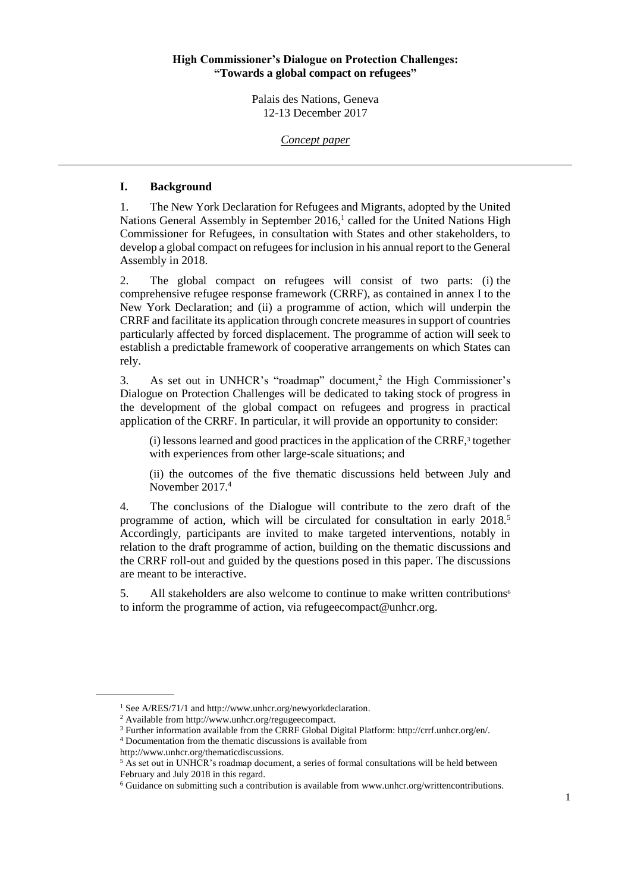**High Commissioner's Dialogue on Protection Challenges: "Towards a global compact on refugees"**

Palais des Nations, Geneva
12-13 December 2017

*Concept paper*

---

## I. Background

1. The New York Declaration for Refugees and Migrants, adopted by the United Nations General Assembly in September 2016,[1] called for the United Nations High Commissioner for Refugees, in consultation with States and other stakeholders, to develop a global compact on refugees for inclusion in his annual report to the General Assembly in 2018.

2. The global compact on refugees will consist of two parts: (i) the comprehensive refugee response framework (CRRF), as contained in annex I to the New York Declaration; and (ii) a programme of action, which will underpin the CRRF and facilitate its application through concrete measures in support of countries particularly affected by forced displacement. The programme of action will seek to establish a predictable framework of cooperative arrangements on which States can rely.

3. As set out in UNHCR's "roadmap" document,[2] the High Commissioner's Dialogue on Protection Challenges will be dedicated to taking stock of progress in the development of the global compact on refugees and progress in practical application of the CRRF. In particular, it will provide an opportunity to consider:

   (i) lessons learned and good practices in the application of the CRRF,[3] together with experiences from other large-scale situations; and

   (ii) the outcomes of the five thematic discussions held between July and November 2017.[4]

4. The conclusions of the Dialogue will contribute to the zero draft of the programme of action, which will be circulated for consultation in early 2018.[5] Accordingly, participants are invited to make targeted interventions, notably in relation to the draft programme of action, building on the thematic discussions and the CRRF roll-out and guided by the questions posed in this paper. The discussions are meant to be interactive.

5. All stakeholders are also welcome to continue to make written contributions[6] to inform the programme of action, via refugeecompact@unhcr.org.

---

[1] See A/RES/71/1 and http://www.unhcr.org/newyorkdeclaration.

[2] Available from http://www.unhcr.org/regugeecompact.

[3] Further information available from the CRRF Global Digital Platform: http://crrf.unhcr.org/en/.

[4] Documentation from the thematic discussions is available from http://www.unhcr.org/thematicdiscussions.

[5] As set out in UNHCR's roadmap document, a series of formal consultations will be held between February and July 2018 in this regard.

[6] Guidance on submitting such a contribution is available from www.unhcr.org/writtencontributions.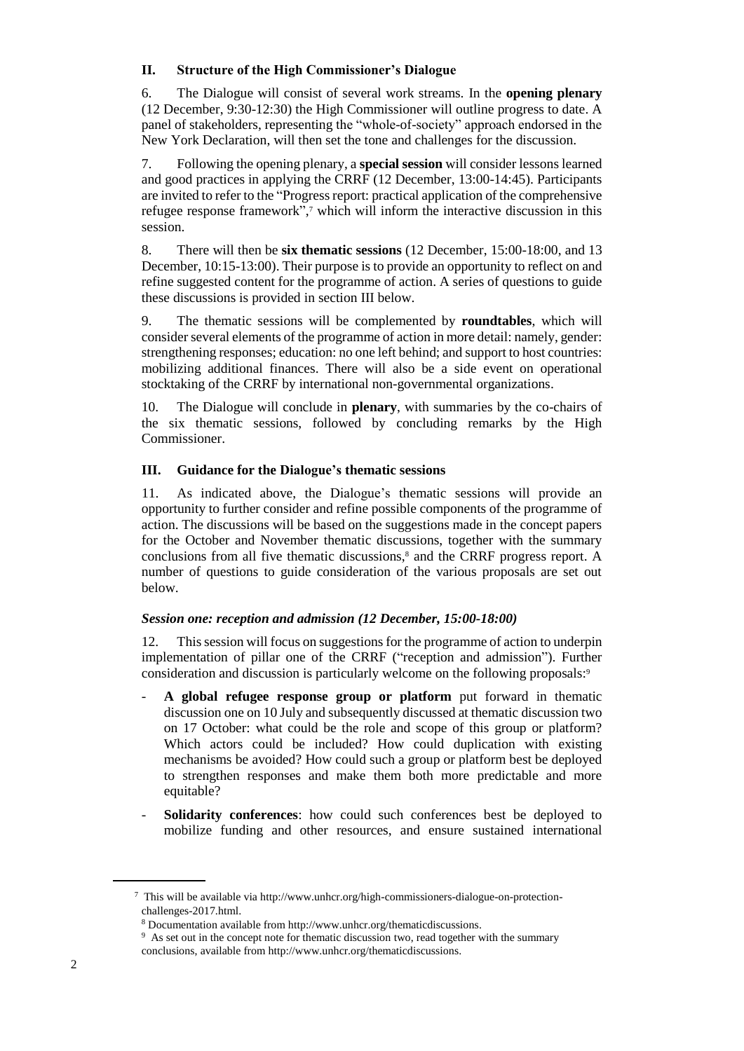## II. Structure of the High Commissioner's Dialogue

6. The Dialogue will consist of several work streams. In the **opening plenary** (12 December, 9:30-12:30) the High Commissioner will outline progress to date. A panel of stakeholders, representing the "whole-of-society" approach endorsed in the New York Declaration, will then set the tone and challenges for the discussion.

7. Following the opening plenary, a **special session** will consider lessons learned and good practices in applying the CRRF (12 December, 13:00-14:45). Participants are invited to refer to the "Progress report: practical application of the comprehensive refugee response framework",[7] which will inform the interactive discussion in this session.

8. There will then be **six thematic sessions** (12 December, 15:00-18:00, and 13 December, 10:15-13:00). Their purpose is to provide an opportunity to reflect on and refine suggested content for the programme of action. A series of questions to guide these discussions is provided in section III below.

9. The thematic sessions will be complemented by **roundtables**, which will consider several elements of the programme of action in more detail: namely, gender: strengthening responses; education: no one left behind; and support to host countries: mobilizing additional finances. There will also be a side event on operational stocktaking of the CRRF by international non-governmental organizations.

10. The Dialogue will conclude in **plenary**, with summaries by the co-chairs of the six thematic sessions, followed by concluding remarks by the High Commissioner.

## III. Guidance for the Dialogue's thematic sessions

11. As indicated above, the Dialogue's thematic sessions will provide an opportunity to further consider and refine possible components of the programme of action. The discussions will be based on the suggestions made in the concept papers for the October and November thematic discussions, together with the summary conclusions from all five thematic discussions,[8] and the CRRF progress report. A number of questions to guide consideration of the various proposals are set out below.

### *Session one: reception and admission (12 December, 15:00-18:00)*

12. This session will focus on suggestions for the programme of action to underpin implementation of pillar one of the CRRF ("reception and admission"). Further consideration and discussion is particularly welcome on the following proposals:[9]

- **A global refugee response group or platform** put forward in thematic discussion one on 10 July and subsequently discussed at thematic discussion two on 17 October: what could be the role and scope of this group or platform? Which actors could be included? How could duplication with existing mechanisms be avoided? How could such a group or platform best be deployed to strengthen responses and make them both more predictable and more equitable?

- **Solidarity conferences**: how could such conferences best be deployed to mobilize funding and other resources, and ensure sustained international

---

[7] This will be available via http://www.unhcr.org/high-commissioners-dialogue-on-protection-challenges-2017.html.

[8] Documentation available from http://www.unhcr.org/thematicdiscussions.

[9] As set out in the concept note for thematic discussion two, read together with the summary conclusions, available from http://www.unhcr.org/thematicdiscussions.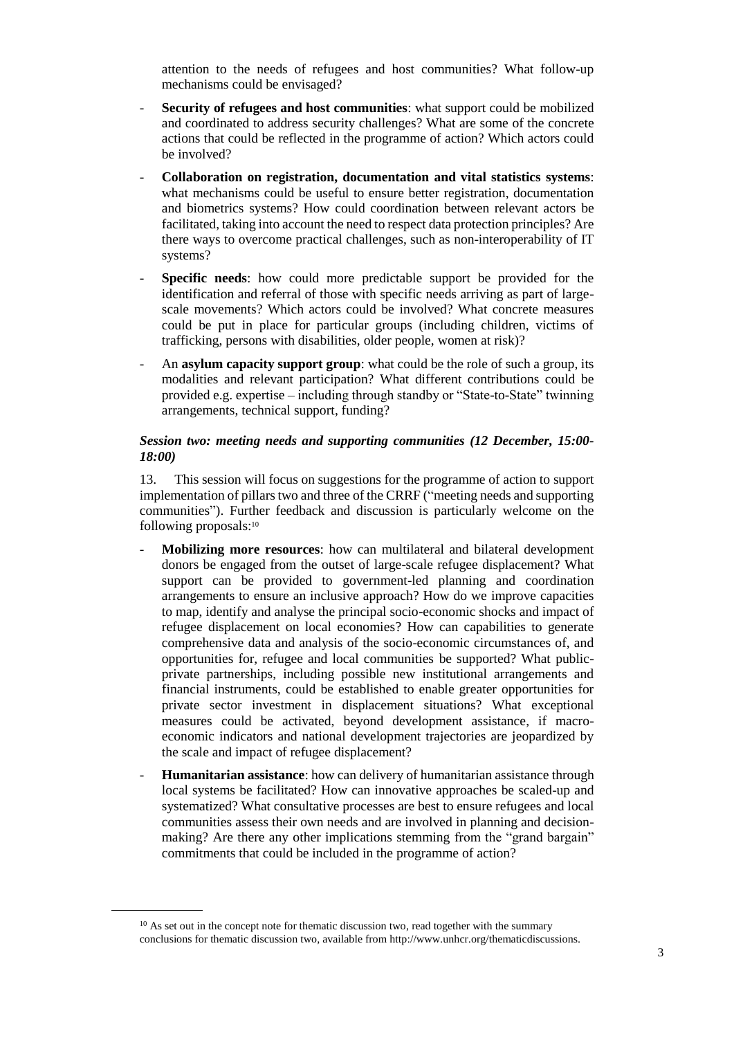attention to the needs of refugees and host communities? What follow-up mechanisms could be envisaged?

- **Security of refugees and host communities**: what support could be mobilized and coordinated to address security challenges? What are some of the concrete actions that could be reflected in the programme of action? Which actors could be involved?
- **Collaboration on registration, documentation and vital statistics systems**: what mechanisms could be useful to ensure better registration, documentation and biometrics systems? How could coordination between relevant actors be facilitated, taking into account the need to respect data protection principles? Are there ways to overcome practical challenges, such as non-interoperability of IT systems?
- **Specific needs**: how could more predictable support be provided for the identification and referral of those with specific needs arriving as part of large-scale movements? Which actors could be involved? What concrete measures could be put in place for particular groups (including children, victims of trafficking, persons with disabilities, older people, women at risk)?
- An **asylum capacity support group**: what could be the role of such a group, its modalities and relevant participation? What different contributions could be provided e.g. expertise – including through standby or "State-to-State" twinning arrangements, technical support, funding?

***Session two: meeting needs and supporting communities (12 December, 15:00-18:00)***

13. This session will focus on suggestions for the programme of action to support implementation of pillars two and three of the CRRF ("meeting needs and supporting communities"). Further feedback and discussion is particularly welcome on the following proposals:[10]

- **Mobilizing more resources**: how can multilateral and bilateral development donors be engaged from the outset of large-scale refugee displacement? What support can be provided to government-led planning and coordination arrangements to ensure an inclusive approach? How do we improve capacities to map, identify and analyse the principal socio-economic shocks and impact of refugee displacement on local economies? How can capabilities to generate comprehensive data and analysis of the socio-economic circumstances of, and opportunities for, refugee and local communities be supported? What public-private partnerships, including possible new institutional arrangements and financial instruments, could be established to enable greater opportunities for private sector investment in displacement situations? What exceptional measures could be activated, beyond development assistance, if macro-economic indicators and national development trajectories are jeopardized by the scale and impact of refugee displacement?
- **Humanitarian assistance**: how can delivery of humanitarian assistance through local systems be facilitated? How can innovative approaches be scaled-up and systematized? What consultative processes are best to ensure refugees and local communities assess their own needs and are involved in planning and decision-making? Are there any other implications stemming from the "grand bargain" commitments that could be included in the programme of action?

[10] As set out in the concept note for thematic discussion two, read together with the summary conclusions for thematic discussion two, available from http://www.unhcr.org/thematicdiscussions.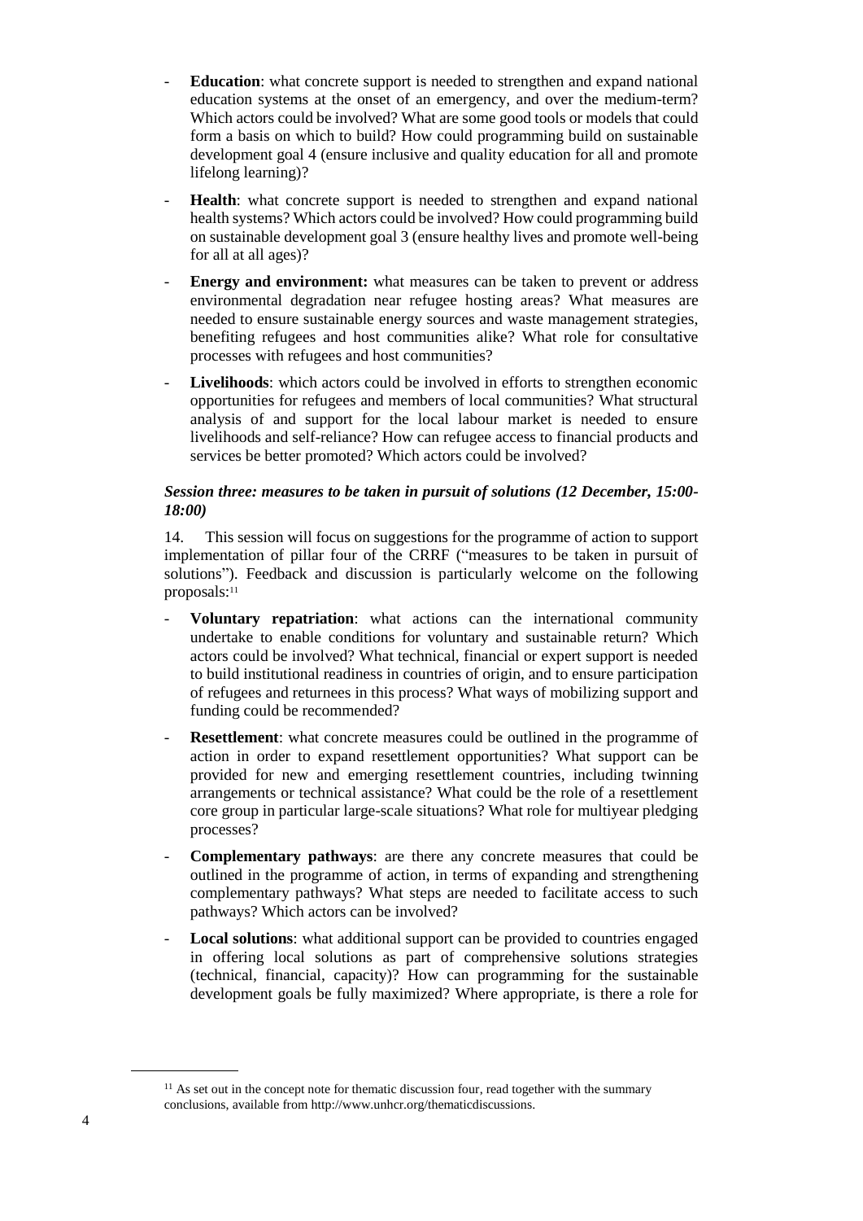- **Education**: what concrete support is needed to strengthen and expand national education systems at the onset of an emergency, and over the medium-term? Which actors could be involved? What are some good tools or models that could form a basis on which to build? How could programming build on sustainable development goal 4 (ensure inclusive and quality education for all and promote lifelong learning)?
- **Health**: what concrete support is needed to strengthen and expand national health systems? Which actors could be involved? How could programming build on sustainable development goal 3 (ensure healthy lives and promote well-being for all at all ages)?
- **Energy and environment:** what measures can be taken to prevent or address environmental degradation near refugee hosting areas? What measures are needed to ensure sustainable energy sources and waste management strategies, benefiting refugees and host communities alike? What role for consultative processes with refugees and host communities?
- **Livelihoods**: which actors could be involved in efforts to strengthen economic opportunities for refugees and members of local communities? What structural analysis of and support for the local labour market is needed to ensure livelihoods and self-reliance? How can refugee access to financial products and services be better promoted? Which actors could be involved?

***Session three: measures to be taken in pursuit of solutions (12 December, 15:00-18:00)***

14. This session will focus on suggestions for the programme of action to support implementation of pillar four of the CRRF ("measures to be taken in pursuit of solutions"). Feedback and discussion is particularly welcome on the following proposals:[11]

- **Voluntary repatriation**: what actions can the international community undertake to enable conditions for voluntary and sustainable return? Which actors could be involved? What technical, financial or expert support is needed to build institutional readiness in countries of origin, and to ensure participation of refugees and returnees in this process? What ways of mobilizing support and funding could be recommended?
- **Resettlement**: what concrete measures could be outlined in the programme of action in order to expand resettlement opportunities? What support can be provided for new and emerging resettlement countries, including twinning arrangements or technical assistance? What could be the role of a resettlement core group in particular large-scale situations? What role for multiyear pledging processes?
- **Complementary pathways**: are there any concrete measures that could be outlined in the programme of action, in terms of expanding and strengthening complementary pathways? What steps are needed to facilitate access to such pathways? Which actors can be involved?
- **Local solutions**: what additional support can be provided to countries engaged in offering local solutions as part of comprehensive solutions strategies (technical, financial, capacity)? How can programming for the sustainable development goals be fully maximized? Where appropriate, is there a role for

[11] As set out in the concept note for thematic discussion four, read together with the summary conclusions, available from http://www.unhcr.org/thematicdiscussions.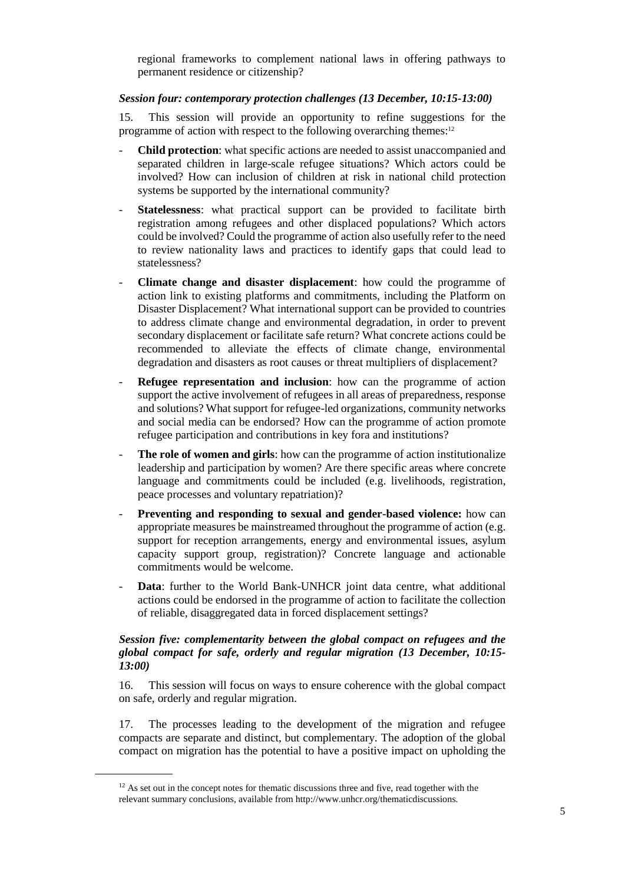regional frameworks to complement national laws in offering pathways to permanent residence or citizenship?

***Session four: contemporary protection challenges (13 December, 10:15-13:00)***

15. This session will provide an opportunity to refine suggestions for the programme of action with respect to the following overarching themes:[12]

- **Child protection**: what specific actions are needed to assist unaccompanied and separated children in large-scale refugee situations? Which actors could be involved? How can inclusion of children at risk in national child protection systems be supported by the international community?
- **Statelessness**: what practical support can be provided to facilitate birth registration among refugees and other displaced populations? Which actors could be involved? Could the programme of action also usefully refer to the need to review nationality laws and practices to identify gaps that could lead to statelessness?
- **Climate change and disaster displacement**: how could the programme of action link to existing platforms and commitments, including the Platform on Disaster Displacement? What international support can be provided to countries to address climate change and environmental degradation, in order to prevent secondary displacement or facilitate safe return? What concrete actions could be recommended to alleviate the effects of climate change, environmental degradation and disasters as root causes or threat multipliers of displacement?
- **Refugee representation and inclusion**: how can the programme of action support the active involvement of refugees in all areas of preparedness, response and solutions? What support for refugee-led organizations, community networks and social media can be endorsed? How can the programme of action promote refugee participation and contributions in key fora and institutions?
- **The role of women and girls**: how can the programme of action institutionalize leadership and participation by women? Are there specific areas where concrete language and commitments could be included (e.g. livelihoods, registration, peace processes and voluntary repatriation)?
- **Preventing and responding to sexual and gender-based violence:** how can appropriate measures be mainstreamed throughout the programme of action (e.g. support for reception arrangements, energy and environmental issues, asylum capacity support group, registration)? Concrete language and actionable commitments would be welcome.
- **Data**: further to the World Bank-UNHCR joint data centre, what additional actions could be endorsed in the programme of action to facilitate the collection of reliable, disaggregated data in forced displacement settings?

***Session five: complementarity between the global compact on refugees and the global compact for safe, orderly and regular migration (13 December, 10:15-13:00)***

16. This session will focus on ways to ensure coherence with the global compact on safe, orderly and regular migration.

17. The processes leading to the development of the migration and refugee compacts are separate and distinct, but complementary. The adoption of the global compact on migration has the potential to have a positive impact on upholding the

[12] As set out in the concept notes for thematic discussions three and five, read together with the relevant summary conclusions, available from http://www.unhcr.org/thematicdiscussions.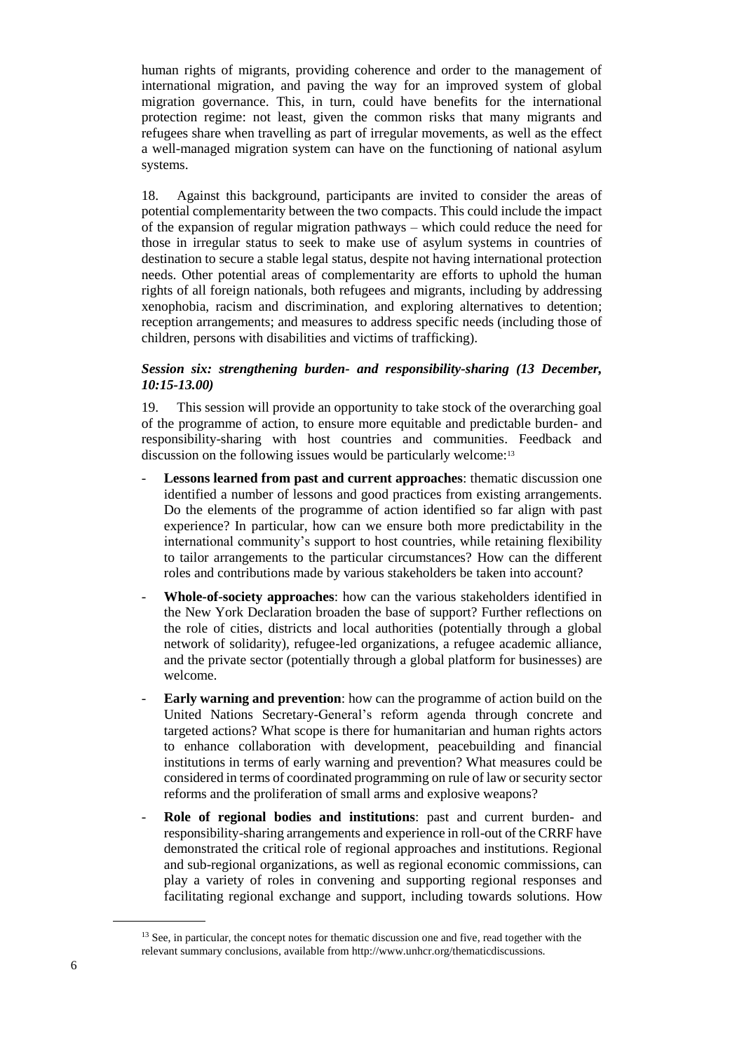human rights of migrants, providing coherence and order to the management of international migration, and paving the way for an improved system of global migration governance. This, in turn, could have benefits for the international protection regime: not least, given the common risks that many migrants and refugees share when travelling as part of irregular movements, as well as the effect a well-managed migration system can have on the functioning of national asylum systems.

18. Against this background, participants are invited to consider the areas of potential complementarity between the two compacts. This could include the impact of the expansion of regular migration pathways – which could reduce the need for those in irregular status to seek to make use of asylum systems in countries of destination to secure a stable legal status, despite not having international protection needs. Other potential areas of complementarity are efforts to uphold the human rights of all foreign nationals, both refugees and migrants, including by addressing xenophobia, racism and discrimination, and exploring alternatives to detention; reception arrangements; and measures to address specific needs (including those of children, persons with disabilities and victims of trafficking).

### *Session six: strengthening burden- and responsibility-sharing (13 December, 10:15-13.00)*

19. This session will provide an opportunity to take stock of the overarching goal of the programme of action, to ensure more equitable and predictable burden- and responsibility-sharing with host countries and communities. Feedback and discussion on the following issues would be particularly welcome:[13]

- **Lessons learned from past and current approaches**: thematic discussion one identified a number of lessons and good practices from existing arrangements. Do the elements of the programme of action identified so far align with past experience? In particular, how can we ensure both more predictability in the international community's support to host countries, while retaining flexibility to tailor arrangements to the particular circumstances? How can the different roles and contributions made by various stakeholders be taken into account?
- **Whole-of-society approaches**: how can the various stakeholders identified in the New York Declaration broaden the base of support? Further reflections on the role of cities, districts and local authorities (potentially through a global network of solidarity), refugee-led organizations, a refugee academic alliance, and the private sector (potentially through a global platform for businesses) are welcome.
- **Early warning and prevention**: how can the programme of action build on the United Nations Secretary-General's reform agenda through concrete and targeted actions? What scope is there for humanitarian and human rights actors to enhance collaboration with development, peacebuilding and financial institutions in terms of early warning and prevention? What measures could be considered in terms of coordinated programming on rule of law or security sector reforms and the proliferation of small arms and explosive weapons?
- **Role of regional bodies and institutions**: past and current burden- and responsibility-sharing arrangements and experience in roll-out of the CRRF have demonstrated the critical role of regional approaches and institutions. Regional and sub-regional organizations, as well as regional economic commissions, can play a variety of roles in convening and supporting regional responses and facilitating regional exchange and support, including towards solutions. How

[13] See, in particular, the concept notes for thematic discussion one and five, read together with the relevant summary conclusions, available from http://www.unhcr.org/thematicdiscussions.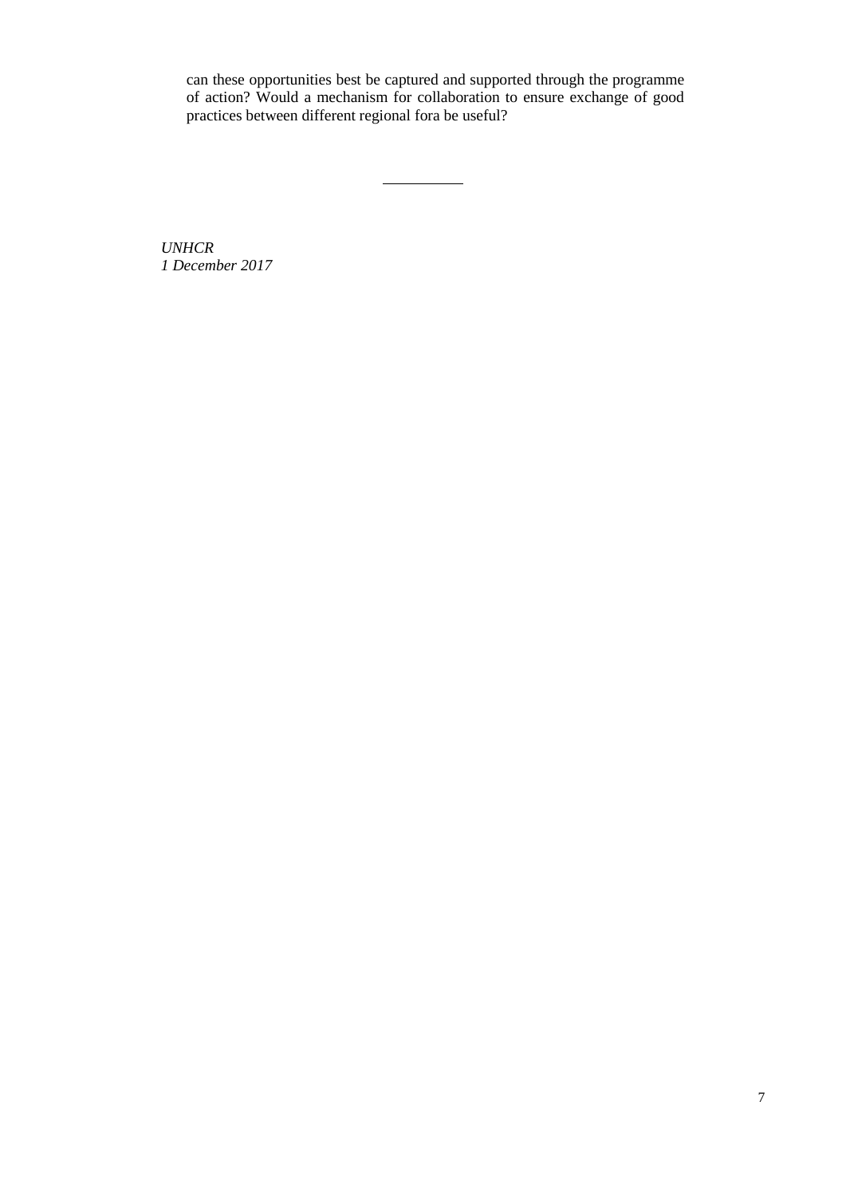can these opportunities best be captured and supported through the programme of action? Would a mechanism for collaboration to ensure exchange of good practices between different regional fora be useful?

---

*UNHCR*
*1 December 2017*